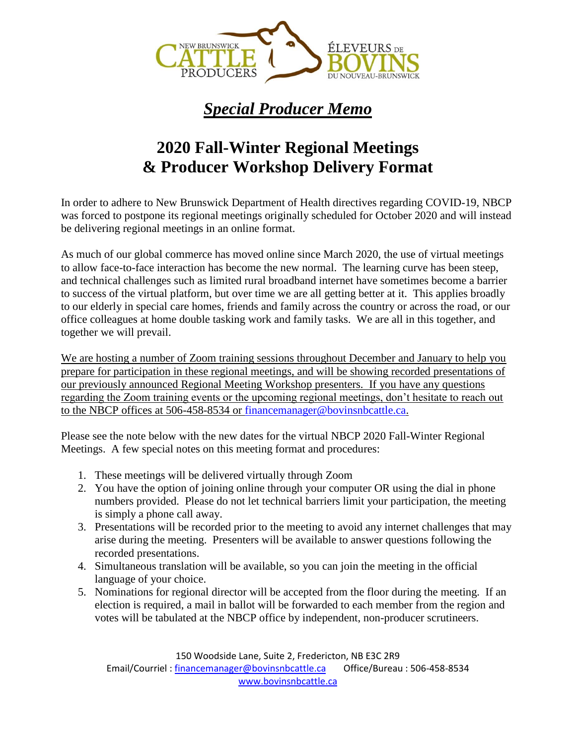# *Special Producer Memo*

## 2020 Fall-Winter Regional Meetings & Producer Workshop Delivery Format

In order to adhere to New Brunswick Department of Health directives regarding COVID-19, NBCP was forced to postpone its regional meetings originally scheduled for October 2020 and will instead be delivering regional meetings in an online format.

As much of our global commerce has moved online since March 2020, the use of virtual meetings to allow face-to-face interaction has become the new normal. The learning curve has been steep, and technical challenges such as limited rural broadband internet have sometimes become a barrier to success of the virtual platform, but over time we are all getting better at it. This applies broadly to our elderly in special care homes, friends and family across the country or across the road, or our office colleagues at home double tasking work and family tasks. We are all in this together, and together we will prevail.

<u>We are hosting a number of Zoom training sessions throughout December and January to help you prepare for participation in these regional meetings, and will be showing recorded presentations of our previously announced Regional Meeting Workshop presenters. If you have any questions regarding the Zoom training events or the upcoming regional meetings, don't hesitate to reach out to the NBCP offices at 506-458-8534 or financemanager@bovinsnbcattle.ca.</u>

Please see the note below with the new dates for the virtual NBCP 2020 Fall-Winter Regional Meetings. A few special notes on this meeting format and procedures:

1. These meetings will be delivered virtually through Zoom
2. You have the option of joining online through your computer OR using the dial in phone numbers provided. Please do not let technical barriers limit your participation, the meeting is simply a phone call away.
3. Presentations will be recorded prior to the meeting to avoid any internet challenges that may arise during the meeting. Presenters will be available to answer questions following the recorded presentations.
4. Simultaneous translation will be available, so you can join the meeting in the official language of your choice.
5. Nominations for regional director will be accepted from the floor during the meeting. If an election is required, a mail in ballot will be forwarded to each member from the region and votes will be tabulated at the NBCP office by independent, non-producer scrutineers.

150 Woodside Lane, Suite 2, Fredericton, NB E3C 2R9
Email/Courriel : financemanager@bovinsnbcattle.ca Office/Bureau : 506-458-8534
www.bovinsnbcattle.ca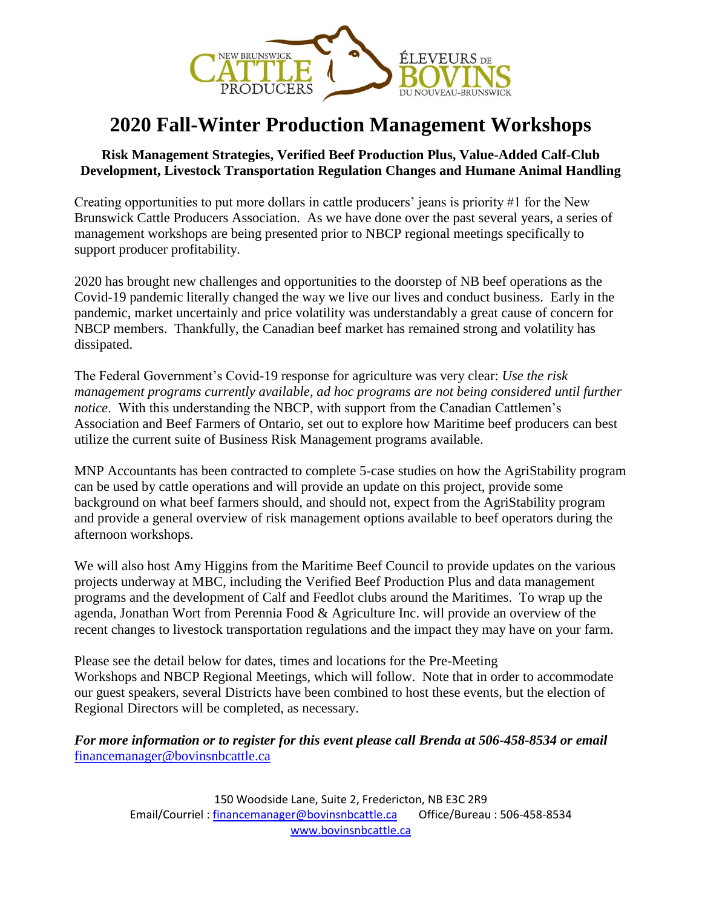# 2020 Fall-Winter Production Management Workshops

**Risk Management Strategies, Verified Beef Production Plus, Value-Added Calf-Club Development, Livestock Transportation Regulation Changes and Humane Animal Handling**

Creating opportunities to put more dollars in cattle producers' jeans is priority #1 for the New Brunswick Cattle Producers Association. As we have done over the past several years, a series of management workshops are being presented prior to NBCP regional meetings specifically to support producer profitability.

2020 has brought new challenges and opportunities to the doorstep of NB beef operations as the Covid-19 pandemic literally changed the way we live our lives and conduct business. Early in the pandemic, market uncertainly and price volatility was understandably a great cause of concern for NBCP members. Thankfully, the Canadian beef market has remained strong and volatility has dissipated.

The Federal Government's Covid-19 response for agriculture was very clear: *Use the risk management programs currently available, ad hoc programs are not being considered until further notice*. With this understanding the NBCP, with support from the Canadian Cattlemen's Association and Beef Farmers of Ontario, set out to explore how Maritime beef producers can best utilize the current suite of Business Risk Management programs available.

MNP Accountants has been contracted to complete 5-case studies on how the AgriStability program can be used by cattle operations and will provide an update on this project, provide some background on what beef farmers should, and should not, expect from the AgriStability program and provide a general overview of risk management options available to beef operators during the afternoon workshops.

We will also host Amy Higgins from the Maritime Beef Council to provide updates on the various projects underway at MBC, including the Verified Beef Production Plus and data management programs and the development of Calf and Feedlot clubs around the Maritimes. To wrap up the agenda, Jonathan Wort from Perennia Food & Agriculture Inc. will provide an overview of the recent changes to livestock transportation regulations and the impact they may have on your farm.

Please see the detail below for dates, times and locations for the Pre-Meeting Workshops and NBCP Regional Meetings, which will follow. Note that in order to accommodate our guest speakers, several Districts have been combined to host these events, but the election of Regional Directors will be completed, as necessary.

***For more information or to register for this event please call Brenda at 506-458-8534 or email*** financemanager@bovinsnbcattle.ca

150 Woodside Lane, Suite 2, Fredericton, NB E3C 2R9
Email/Courriel : financemanager@bovinsnbcattle.ca Office/Bureau : 506-458-8534
www.bovinsnbcattle.ca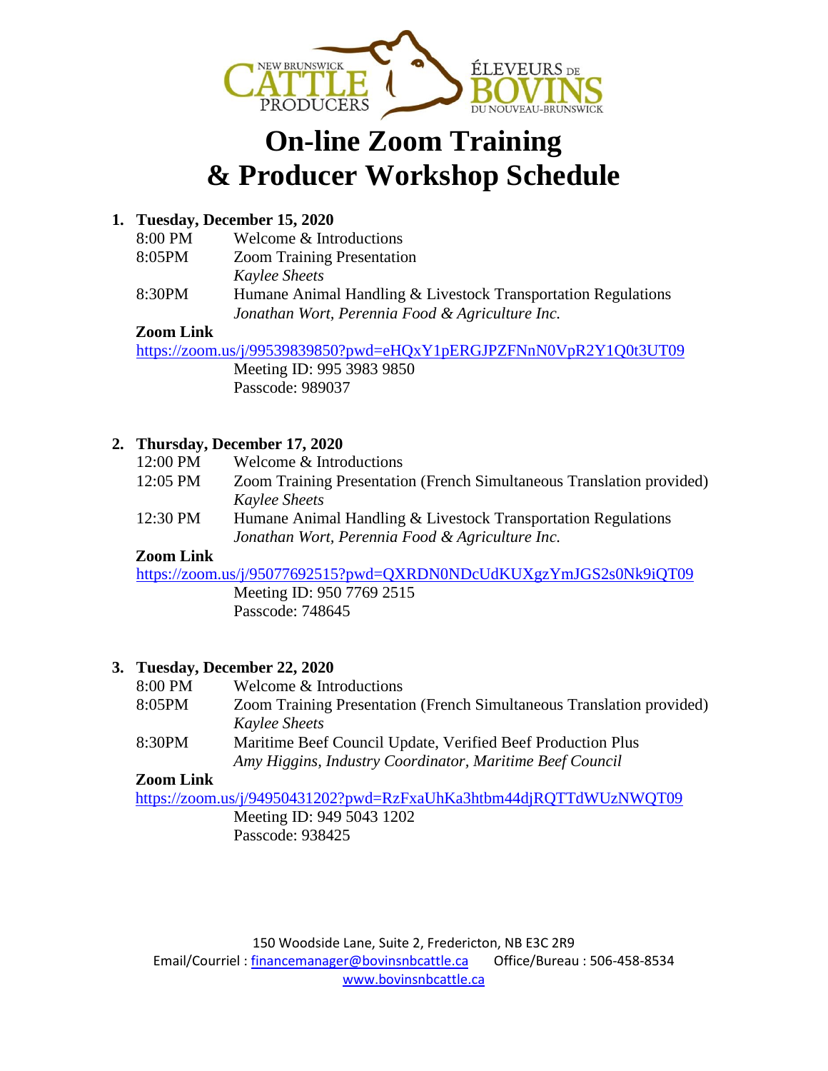NEW BRUNSWICK CATTLE PRODUCERS — ÉLEVEURS DE BOVINS DU NOUVEAU-BRUNSWICK

# On-line Zoom Training & Producer Workshop Schedule

1. **Tuesday, December 15, 2020**

   8:00 PM Welcome & Introductions
   8:05PM Zoom Training Presentation
   *Kaylee Sheets*
   8:30PM Humane Animal Handling & Livestock Transportation Regulations
   *Jonathan Wort, Perennia Food & Agriculture Inc.*

   **Zoom Link**
   https://zoom.us/j/99539839850?pwd=eHQxY1pERGJPZFNnN0VpR2Y1Q0t3UT09
   Meeting ID: 995 3983 9850
   Passcode: 989037

2. **Thursday, December 17, 2020**

   12:00 PM Welcome & Introductions
   12:05 PM Zoom Training Presentation (French Simultaneous Translation provided)
   *Kaylee Sheets*
   12:30 PM Humane Animal Handling & Livestock Transportation Regulations
   *Jonathan Wort, Perennia Food & Agriculture Inc.*

   **Zoom Link**
   https://zoom.us/j/95077692515?pwd=QXRDN0NDcUdKUXgzYmJGS2s0Nk9iQT09
   Meeting ID: 950 7769 2515
   Passcode: 748645

3. **Tuesday, December 22, 2020**

   8:00 PM Welcome & Introductions
   8:05PM Zoom Training Presentation (French Simultaneous Translation provided)
   *Kaylee Sheets*
   8:30PM Maritime Beef Council Update, Verified Beef Production Plus
   *Amy Higgins, Industry Coordinator, Maritime Beef Council*

   **Zoom Link**
   https://zoom.us/j/94950431202?pwd=RzFxaUhKa3htbm44djRQTTdWUzNWQT09
   Meeting ID: 949 5043 1202
   Passcode: 938425

150 Woodside Lane, Suite 2, Fredericton, NB E3C 2R9
Email/Courriel : financemanager@bovinsnbcattle.ca Office/Bureau : 506-458-8534
www.bovinsnbcattle.ca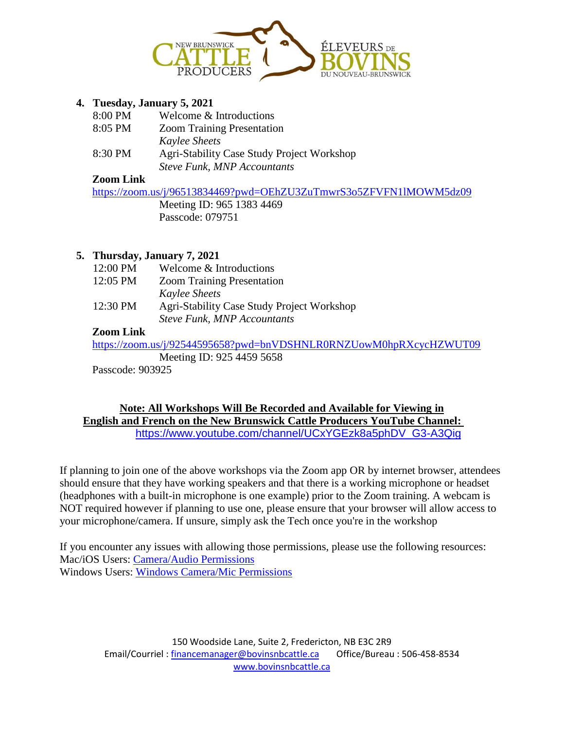4. **Tuesday, January 5, 2021**

| | |
|---|---|
| 8:00 PM | Welcome & Introductions |
| 8:05 PM | Zoom Training Presentation *Kaylee Sheets* |
| 8:30 PM | Agri-Stability Case Study Project Workshop *Steve Funk, MNP Accountants* |

**Zoom Link**
https://zoom.us/j/96513834469?pwd=OEhZU3ZuTmwrS3o5ZFVFN1lMOWM5dz09
Meeting ID: 965 1383 4469
Passcode: 079751

5. **Thursday, January 7, 2021**

| | |
|---|---|
| 12:00 PM | Welcome & Introductions |
| 12:05 PM | Zoom Training Presentation *Kaylee Sheets* |
| 12:30 PM | Agri-Stability Case Study Project Workshop *Steve Funk, MNP Accountants* |

**Zoom Link**
https://zoom.us/j/92544595658?pwd=bnVDSHNLR0RNZUowM0hpRXcycHZWUT09
Meeting ID: 925 4459 5658
Passcode: 903925

**Note: All Workshops Will Be Recorded and Available for Viewing in English and French on the New Brunswick Cattle Producers YouTube Channel:**
https://www.youtube.com/channel/UCxYGEzk8a5phDV_G3-A3Qig

If planning to join one of the above workshops via the Zoom app OR by internet browser, attendees should ensure that they have working speakers and that there is a working microphone or headset (headphones with a built-in microphone is one example) prior to the Zoom training. A webcam is NOT required however if planning to use one, please ensure that your browser will allow access to your microphone/camera. If unsure, simply ask the Tech once you're in the workshop

If you encounter any issues with allowing those permissions, please use the following resources:
Mac/iOS Users: Camera/Audio Permissions
Windows Users: Windows Camera/Mic Permissions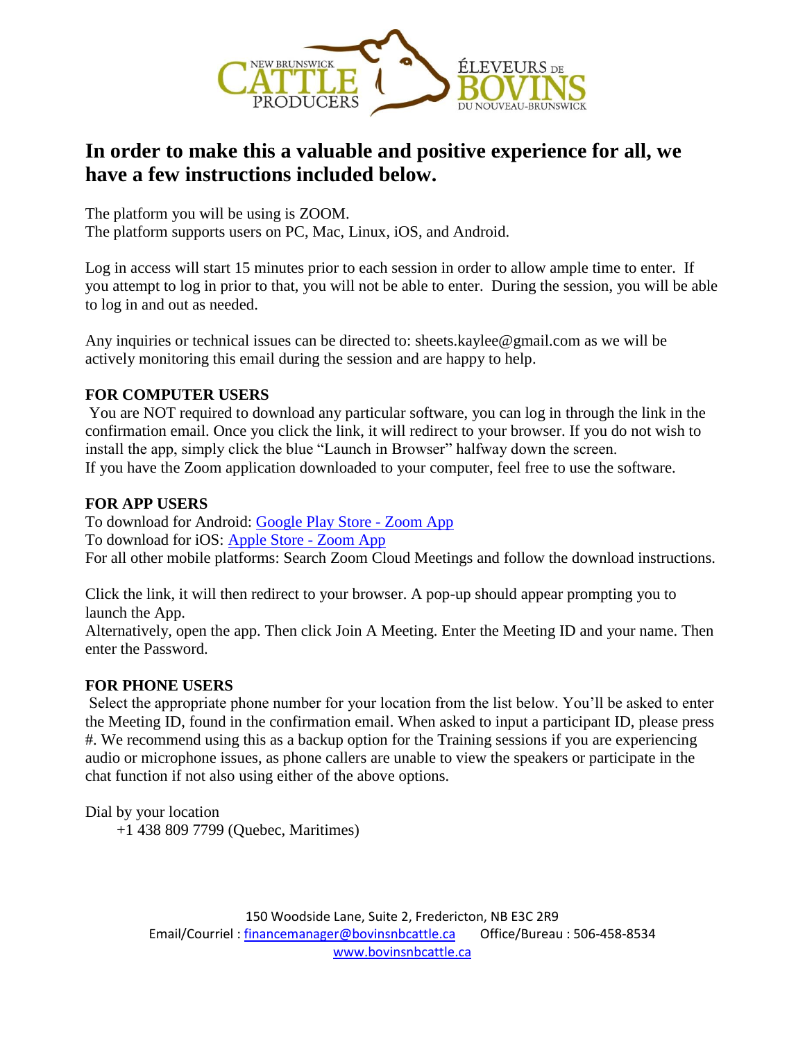NEW BRUNSWICK CATTLE PRODUCERS ÉLEVEURS DE BOVINS DU NOUVEAU-BRUNSWICK

# In order to make this a valuable and positive experience for all, we have a few instructions included below.

The platform you will be using is ZOOM.
The platform supports users on PC, Mac, Linux, iOS, and Android.

Log in access will start 15 minutes prior to each session in order to allow ample time to enter. If you attempt to log in prior to that, you will not be able to enter. During the session, you will be able to log in and out as needed.

Any inquiries or technical issues can be directed to: sheets.kaylee@gmail.com as we will be actively monitoring this email during the session and are happy to help.

**FOR COMPUTER USERS**

You are NOT required to download any particular software, you can log in through the link in the confirmation email. Once you click the link, it will redirect to your browser. If you do not wish to install the app, simply click the blue "Launch in Browser" halfway down the screen.
If you have the Zoom application downloaded to your computer, feel free to use the software.

**FOR APP USERS**

To download for Android: Google Play Store - Zoom App
To download for iOS: Apple Store - Zoom App
For all other mobile platforms: Search Zoom Cloud Meetings and follow the download instructions.

Click the link, it will then redirect to your browser. A pop-up should appear prompting you to launch the App.
Alternatively, open the app. Then click Join A Meeting. Enter the Meeting ID and your name. Then enter the Password.

**FOR PHONE USERS**

Select the appropriate phone number for your location from the list below. You'll be asked to enter the Meeting ID, found in the confirmation email. When asked to input a participant ID, please press #. We recommend using this as a backup option for the Training sessions if you are experiencing audio or microphone issues, as phone callers are unable to view the speakers or participate in the chat function if not also using either of the above options.

Dial by your location
+1 438 809 7799 (Quebec, Maritimes)

150 Woodside Lane, Suite 2, Fredericton, NB E3C 2R9
Email/Courriel : financemanager@bovinsnbcattle.ca Office/Bureau : 506-458-8534
www.bovinsnbcattle.ca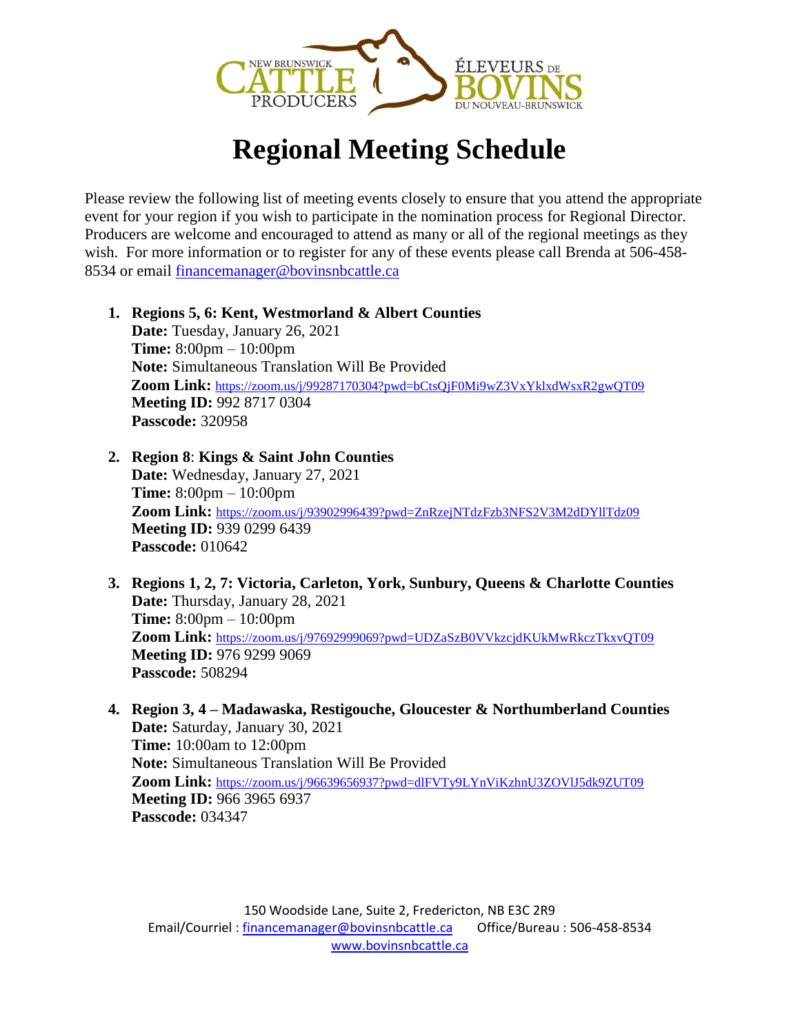NEW BRUNSWICK CATTLE PRODUCERS | ÉLEVEURS DE BOVINS DU NOUVEAU-BRUNSWICK

# Regional Meeting Schedule

Please review the following list of meeting events closely to ensure that you attend the appropriate event for your region if you wish to participate in the nomination process for Regional Director. Producers are welcome and encouraged to attend as many or all of the regional meetings as they wish. For more information or to register for any of these events please call Brenda at 506-458-8534 or email financemanager@bovinsnbcattle.ca

1. **Regions 5, 6: Kent, Westmorland & Albert Counties**
   **Date:** Tuesday, January 26, 2021
   **Time:** 8:00pm – 10:00pm
   **Note:** Simultaneous Translation Will Be Provided
   **Zoom Link:** https://zoom.us/j/99287170304?pwd=bCtsQjF0Mi9wZ3VxYklxdWsxR2gwQT09
   **Meeting ID:** 992 8717 0304
   **Passcode:** 320958

2. **Region 8**: **Kings & Saint John Counties**
   **Date:** Wednesday, January 27, 2021
   **Time:** 8:00pm – 10:00pm
   **Zoom Link:** https://zoom.us/j/93902996439?pwd=ZnRzejNTdzFzb3NFS2V3M2dDYllTdz09
   **Meeting ID:** 939 0299 6439
   **Passcode:** 010642

3. **Regions 1, 2, 7: Victoria, Carleton, York, Sunbury, Queens & Charlotte Counties**
   **Date:** Thursday, January 28, 2021
   **Time:** 8:00pm – 10:00pm
   **Zoom Link:** https://zoom.us/j/97692999069?pwd=UDZaSzB0VVkzcjdKUkMwRkczTkxvQT09
   **Meeting ID:** 976 9299 9069
   **Passcode:** 508294

4. **Region 3, 4 – Madawaska, Restigouche, Gloucester & Northumberland Counties**
   **Date:** Saturday, January 30, 2021
   **Time:** 10:00am to 12:00pm
   **Note:** Simultaneous Translation Will Be Provided
   **Zoom Link:** https://zoom.us/j/96639656937?pwd=dlFVTy9LYnViKzhnU3ZOVlJ5dk9ZUT09
   **Meeting ID:** 966 3965 6937
   **Passcode:** 034347

150 Woodside Lane, Suite 2, Fredericton, NB E3C 2R9
Email/Courriel : financemanager@bovinsnbcattle.ca Office/Bureau : 506-458-8534
www.bovinsnbcattle.ca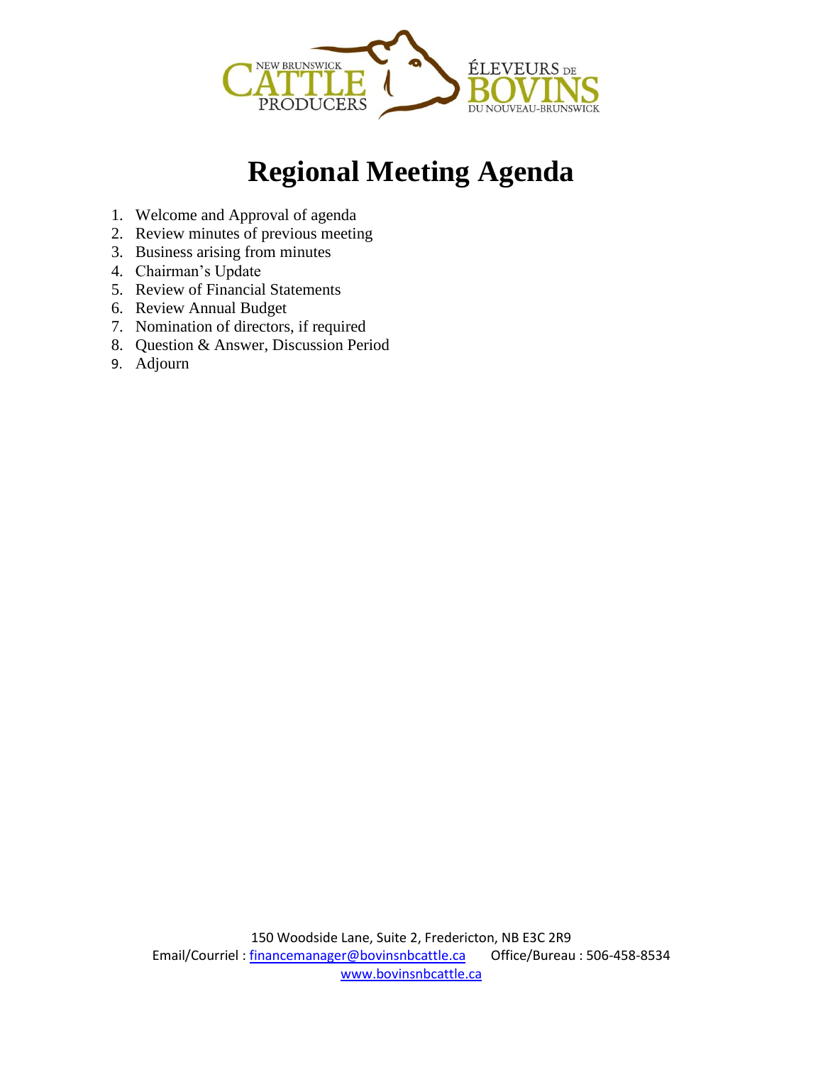NEW BRUNSWICK CATTLE PRODUCERS ÉLEVEURS DE BOVINS DU NOUVEAU-BRUNSWICK

# Regional Meeting Agenda

1. Welcome and Approval of agenda
2. Review minutes of previous meeting
3. Business arising from minutes
4. Chairman's Update
5. Review of Financial Statements
6. Review Annual Budget
7. Nomination of directors, if required
8. Question & Answer, Discussion Period
9. Adjourn

150 Woodside Lane, Suite 2, Fredericton, NB E3C 2R9
Email/Courriel : financemanager@bovinsnbcattle.ca Office/Bureau : 506-458-8534
www.bovinsnbcattle.ca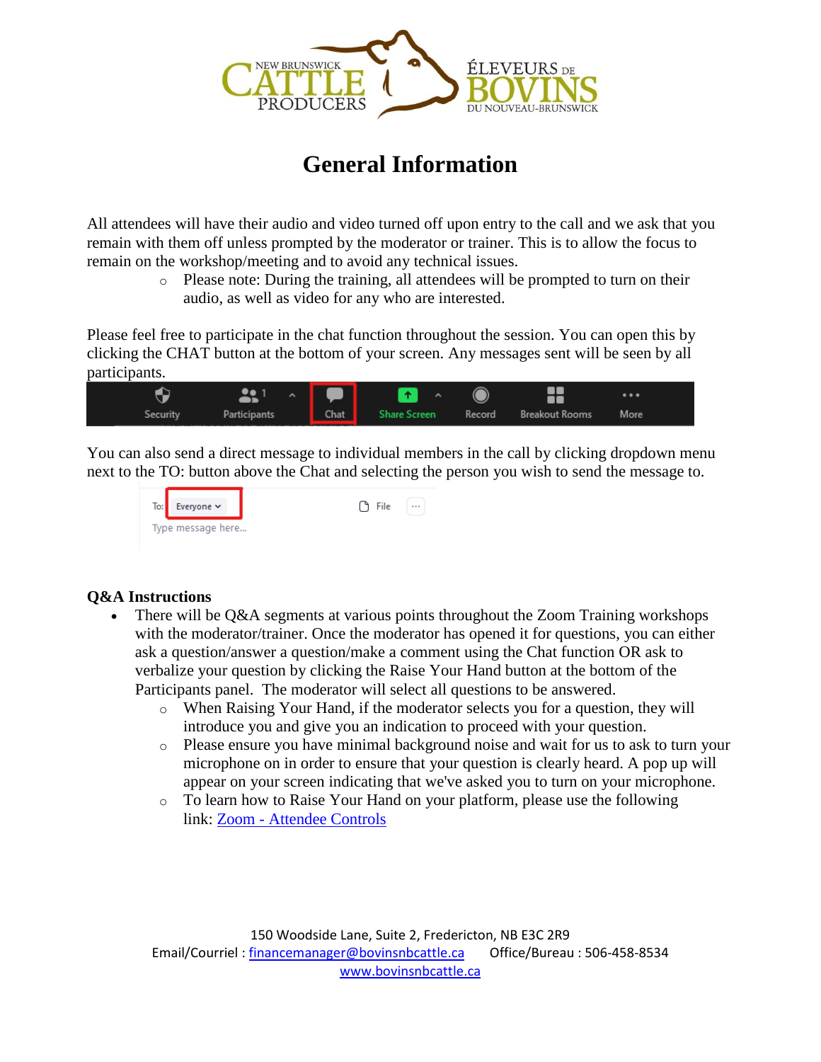# General Information

All attendees will have their audio and video turned off upon entry to the call and we ask that you remain with them off unless prompted by the moderator or trainer. This is to allow the focus to remain on the workshop/meeting and to avoid any technical issues.

- Please note: During the training, all attendees will be prompted to turn on their audio, as well as video for any who are interested.

Please feel free to participate in the chat function throughout the session. You can open this by clicking the CHAT button at the bottom of your screen. Any messages sent will be seen by all participants.

Security Participants Chat Share Screen Record Breakout Rooms More

You can also send a direct message to individual members in the call by clicking dropdown menu next to the TO: button above the Chat and selecting the person you wish to send the message to.

To: Everyone File
Type message here...

**Q&A Instructions**

- There will be Q&A segments at various points throughout the Zoom Training workshops with the moderator/trainer. Once the moderator has opened it for questions, you can either ask a question/answer a question/make a comment using the Chat function OR ask to verbalize your question by clicking the Raise Your Hand button at the bottom of the Participants panel. The moderator will select all questions to be answered.
  - When Raising Your Hand, if the moderator selects you for a question, they will introduce you and give you an indication to proceed with your question.
  - Please ensure you have minimal background noise and wait for us to ask to turn your microphone on in order to ensure that your question is clearly heard. A pop up will appear on your screen indicating that we've asked you to turn on your microphone.
  - To learn how to Raise Your Hand on your platform, please use the following link: [Zoom - Attendee Controls]

150 Woodside Lane, Suite 2, Fredericton, NB E3C 2R9
Email/Courriel : financemanager@bovinsnbcattle.ca Office/Bureau : 506-458-8534
www.bovinsnbcattle.ca